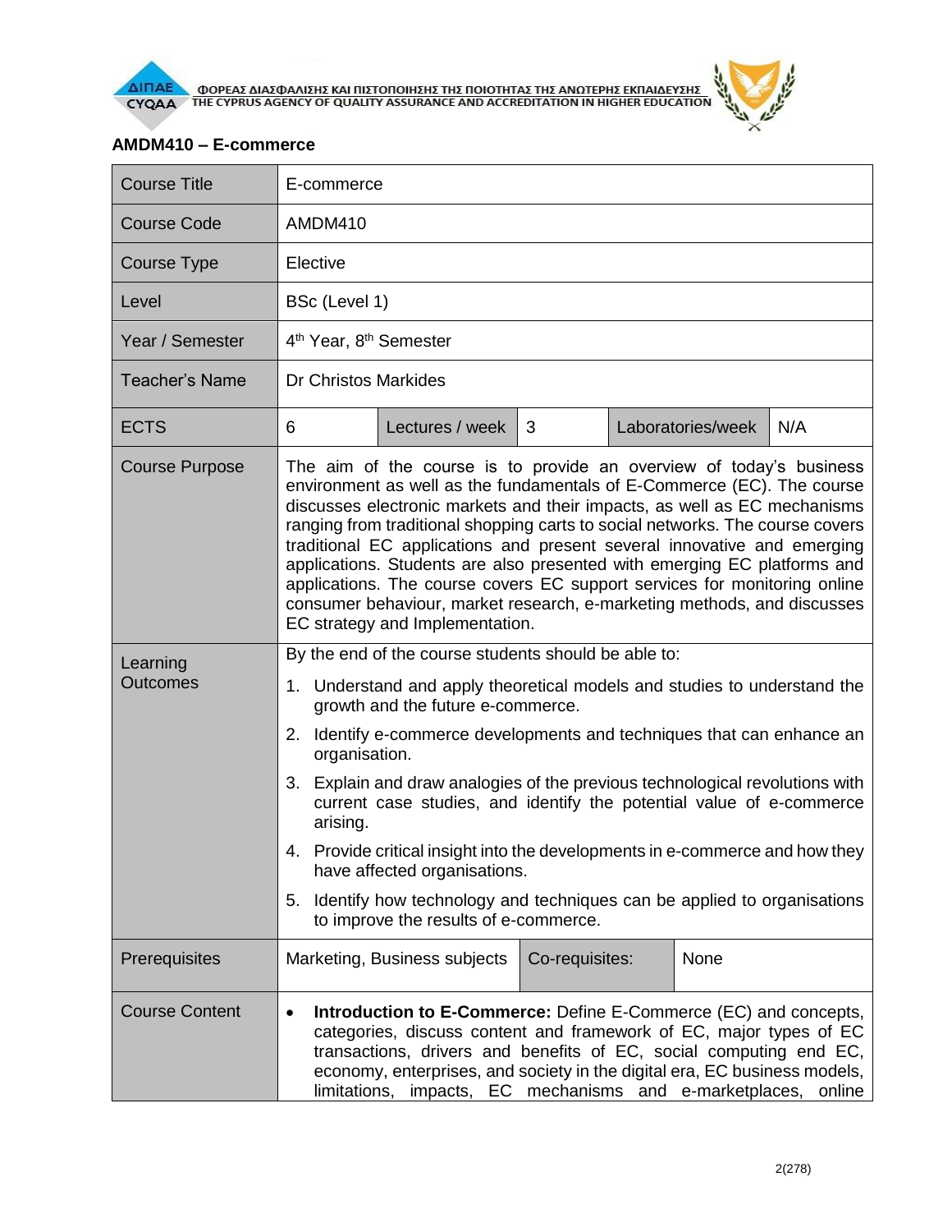## AMDM410 – E-commerce

| Course Title | E-commerce | | | | |
|---|---|---|---|---|---|
| Course Code | AMDM410 | | | | |
| Course Type | Elective | | | | |
| Level | BSc (Level 1) | | | | |
| Year / Semester | 4th Year, 8th Semester | | | | |
| Teacher's Name | Dr Christos Markides | | | | |
| ECTS | 6 | Lectures / week | 3 | Laboratories/week | N/A |
| Course Purpose | The aim of the course is to provide an overview of today's business environment as well as the fundamentals of E-Commerce (EC). The course discusses electronic markets and their impacts, as well as EC mechanisms ranging from traditional shopping carts to social networks. The course covers traditional EC applications and present several innovative and emerging applications. Students are also presented with emerging EC platforms and applications. The course covers EC support services for monitoring online consumer behaviour, market research, e-marketing methods, and discusses EC strategy and Implementation. | | | | |
| Learning Outcomes | By the end of the course students should be able to:<br>1. Understand and apply theoretical models and studies to understand the growth and the future e-commerce.<br>2. Identify e-commerce developments and techniques that can enhance an organisation.<br>3. Explain and draw analogies of the previous technological revolutions with current case studies, and identify the potential value of e-commerce arising.<br>4. Provide critical insight into the developments in e-commerce and how they have affected organisations.<br>5. Identify how technology and techniques can be applied to organisations to improve the results of e-commerce. | | | | |
| Prerequisites | Marketing, Business subjects | Co-requisites: | None | | |
| Course Content | • **Introduction to E-Commerce:** Define E-Commerce (EC) and concepts, categories, discuss content and framework of EC, major types of EC transactions, drivers and benefits of EC, social computing end EC, economy, enterprises, and society in the digital era, EC business models, limitations, impacts, EC mechanisms and e-marketplaces, online | | | | |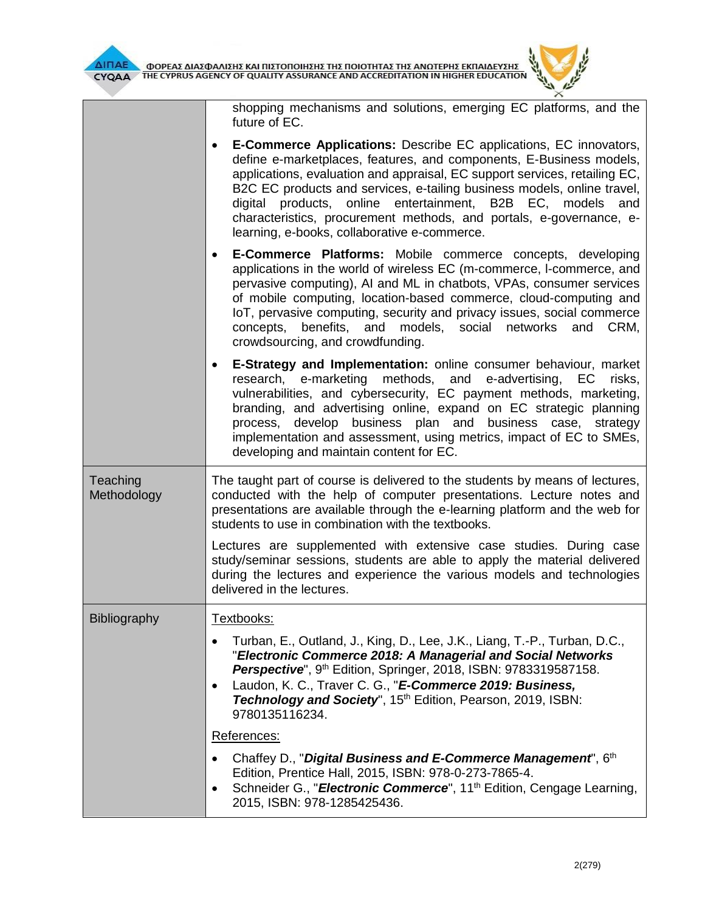| | |
|---|---|
| | shopping mechanisms and solutions, emerging EC platforms, and the future of EC.<br>• **E-Commerce Applications:** Describe EC applications, EC innovators, define e-marketplaces, features, and components, E-Business models, applications, evaluation and appraisal, EC support services, retailing EC, B2C EC products and services, e-tailing business models, online travel, digital products, online entertainment, B2B EC, models and characteristics, procurement methods, and portals, e-governance, e-learning, e-books, collaborative e-commerce.<br>• **E-Commerce Platforms:** Mobile commerce concepts, developing applications in the world of wireless EC (m-commerce, l-commerce, and pervasive computing), AI and ML in chatbots, VPAs, consumer services of mobile computing, location-based commerce, cloud-computing and IoT, pervasive computing, security and privacy issues, social commerce concepts, benefits, and models, social networks and CRM, crowdsourcing, and crowdfunding.<br>• **E-Strategy and Implementation:** online consumer behaviour, market research, e-marketing methods, and e-advertising, EC risks, vulnerabilities, and cybersecurity, EC payment methods, marketing, branding, and advertising online, expand on EC strategic planning process, develop business plan and business case, strategy implementation and assessment, using metrics, impact of EC to SMEs, developing and maintain content for EC. |
| Teaching Methodology | The taught part of course is delivered to the students by means of lectures, conducted with the help of computer presentations. Lecture notes and presentations are available through the e-learning platform and the web for students to use in combination with the textbooks.<br><br>Lectures are supplemented with extensive case studies. During case study/seminar sessions, students are able to apply the material delivered during the lectures and experience the various models and technologies delivered in the lectures. |
| Bibliography | Textbooks:<br>• Turban, E., Outland, J., King, D., Lee, J.K., Liang, T.-P., Turban, D.C., "***Electronic Commerce 2018: A Managerial and Social Networks Perspective***", 9th Edition, Springer, 2018, ISBN: 9783319587158.<br>• Laudon, K. C., Traver C. G., "***E-Commerce 2019: Business, Technology and Society***", 15th Edition, Pearson, 2019, ISBN: 9780135116234.<br><br>References:<br>• Chaffey D., "***Digital Business and E-Commerce Management***", 6th Edition, Prentice Hall, 2015, ISBN: 978-0-273-7865-4.<br>• Schneider G., "***Electronic Commerce***", 11th Edition, Cengage Learning, 2015, ISBN: 978-1285425436. |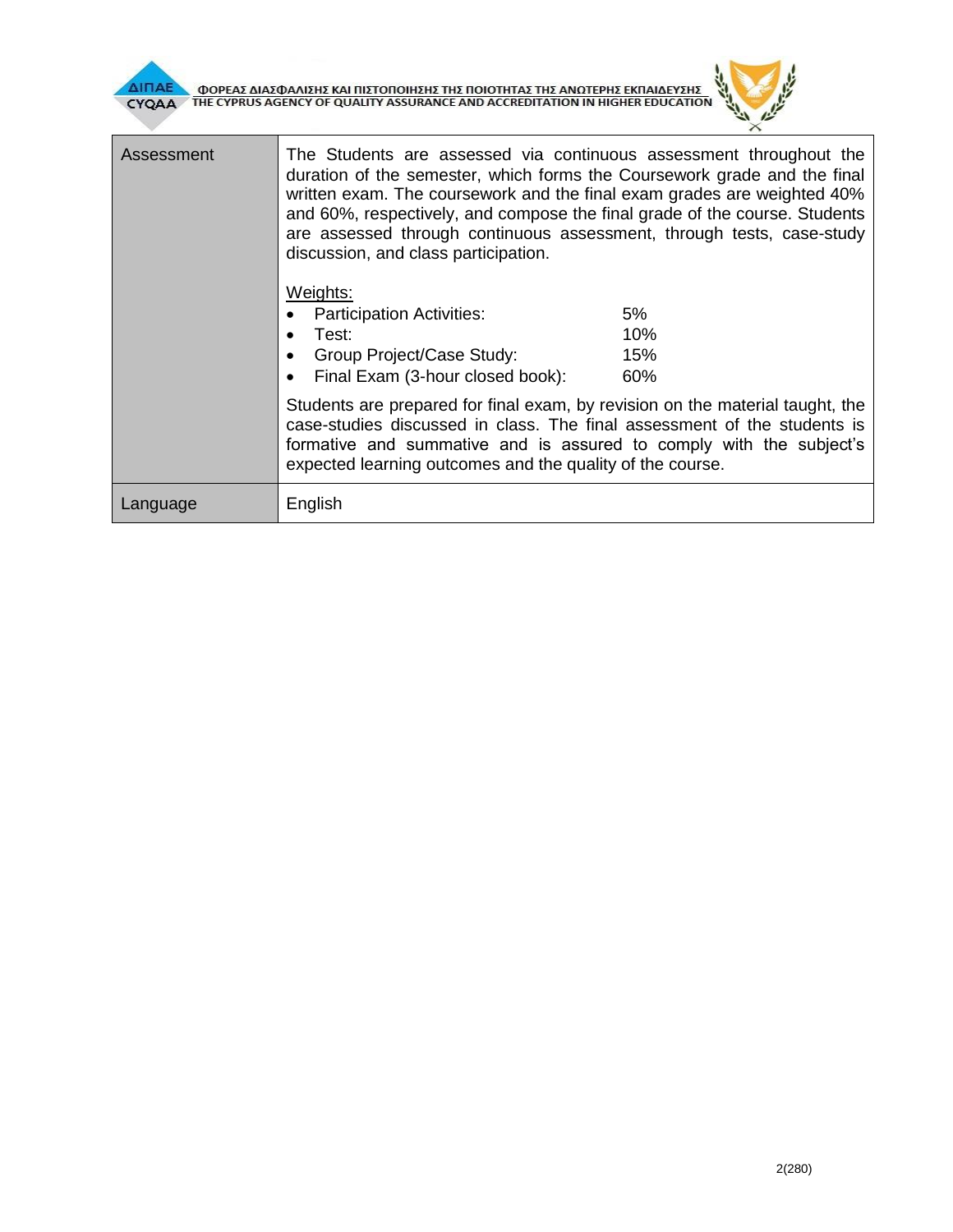| | |
|---|---|
| Assessment | The Students are assessed via continuous assessment throughout the duration of the semester, which forms the Coursework grade and the final written exam. The coursework and the final exam grades are weighted 40% and 60%, respectively, and compose the final grade of the course. Students are assessed through continuous assessment, through tests, case-study discussion, and class participation.<br><br><u>Weights:</u><br>• Participation Activities: 5%<br>• Test: 10%<br>• Group Project/Case Study: 15%<br>• Final Exam (3-hour closed book): 60%<br><br>Students are prepared for final exam, by revision on the material taught, the case-studies discussed in class. The final assessment of the students is formative and summative and is assured to comply with the subject's expected learning outcomes and the quality of the course. |
| Language | English |